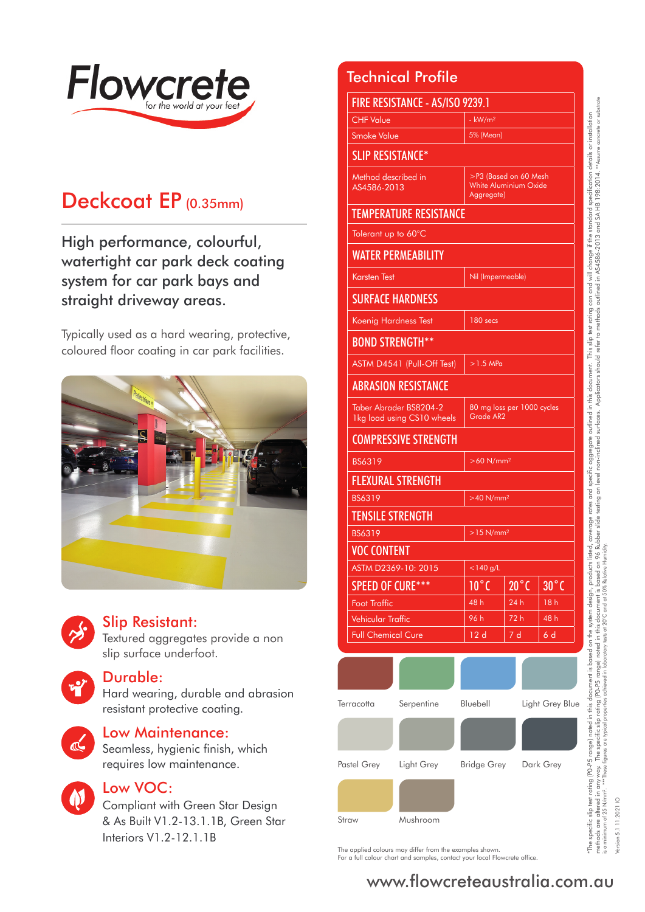# Flowcrete

*for the world at your feet*

## Deckcoat EP (0.35mm)

### High performance, colourful, watertight car park deck coating system for car park bays and straight driveway areas.

Typically used as a hard wearing, protective, coloured floor coating in car park facilities.

**Slip Resistant:** Textured aggregates provide a non slip surface underfoot.

**Durable:** Hard wearing, durable and abrasion resistant protective coating.

**Low Maintenance:** Seamless, hygienic finish, which requires low maintenance.

**Low VOC:** Compliant with Green Star Design & As Built V1.2-13.1.1B, Green Star Interiors V1.2-12.1.1B

## Technical Profile

| FIRE RESISTANCE - AS/ISO 9239.1 | | | |
|---|---|---|---|
| CHF Value | - kW/m² | | |
| Smoke Value | 5% (Mean) | | |
| **SLIP RESISTANCE*** | | | |
| Method described in AS4586-2013 | >P3 (Based on 60 Mesh White Aluminium Oxide Aggregate) | | |
| **TEMPERATURE RESISTANCE** | | | |
| Tolerant up to 60°C | | | |
| **WATER PERMEABILITY** | | | |
| Karsten Test | Nil (Impermeable) | | |
| **SURFACE HARDNESS** | | | |
| Koenig Hardness Test | 180 secs | | |
| **BOND STRENGTH**** | | | |
| ASTM D4541 (Pull-Off Test) | >1.5 MPa | | |
| **ABRASION RESISTANCE** | | | |
| Taber Abrader BS8204-2 1kg load using CS10 wheels | 80 mg loss per 1000 cycles Grade AR2 | | |
| **COMPRESSIVE STRENGTH** | | | |
| BS6319 | >60 N/mm² | | |
| **FLEXURAL STRENGTH** | | | |
| BS6319 | >40 N/mm² | | |
| **TENSILE STRENGTH** | | | |
| BS6319 | >15 N/mm² | | |
| **VOC CONTENT** | | | |
| ASTM D2369-10: 2015 | <140 g/L | | |
| **SPEED OF CURE***** | **10°C** | **20°C** | **30°C** |
| Foot Traffic | 48 h | 24 h | 18 h |
| Vehicular Traffic | 96 h | 72 h | 48 h |
| Full Chemical Cure | 12 d | 7 d | 6 d |

Terracotta · Serpentine · Bluebell · Light Grey Blue · Pastel Grey · Light Grey · Bridge Grey · Dark Grey · Straw · Mushroom

The applied colours may differ from the examples shown.
For a full colour chart and samples, contact your local Flowcrete office.

*The specific slip test rating (P0-P5 range) noted in this document is based on the system design, products listed, coverage rates and specific aggregate outlined in this document. This slip test rating can and will change if the standard specification details or installation methods are altered in any way. The specific slip rating (P0-P5 range) noted in this document is based on 96 Rubber slide testing on level non-inclined surfaces. Applicators should refer to methods outlined in AS4586-2013 and SA HB 198:2014. **Assume concrete or substrate is a minimum of 25 N/mm². ***These figures are typical properties achieved in laboratory tests at 20°C and at 50% Relative Humidity.

Version 5.1 11.2021 IO

www.flowcreteaustralia.com.au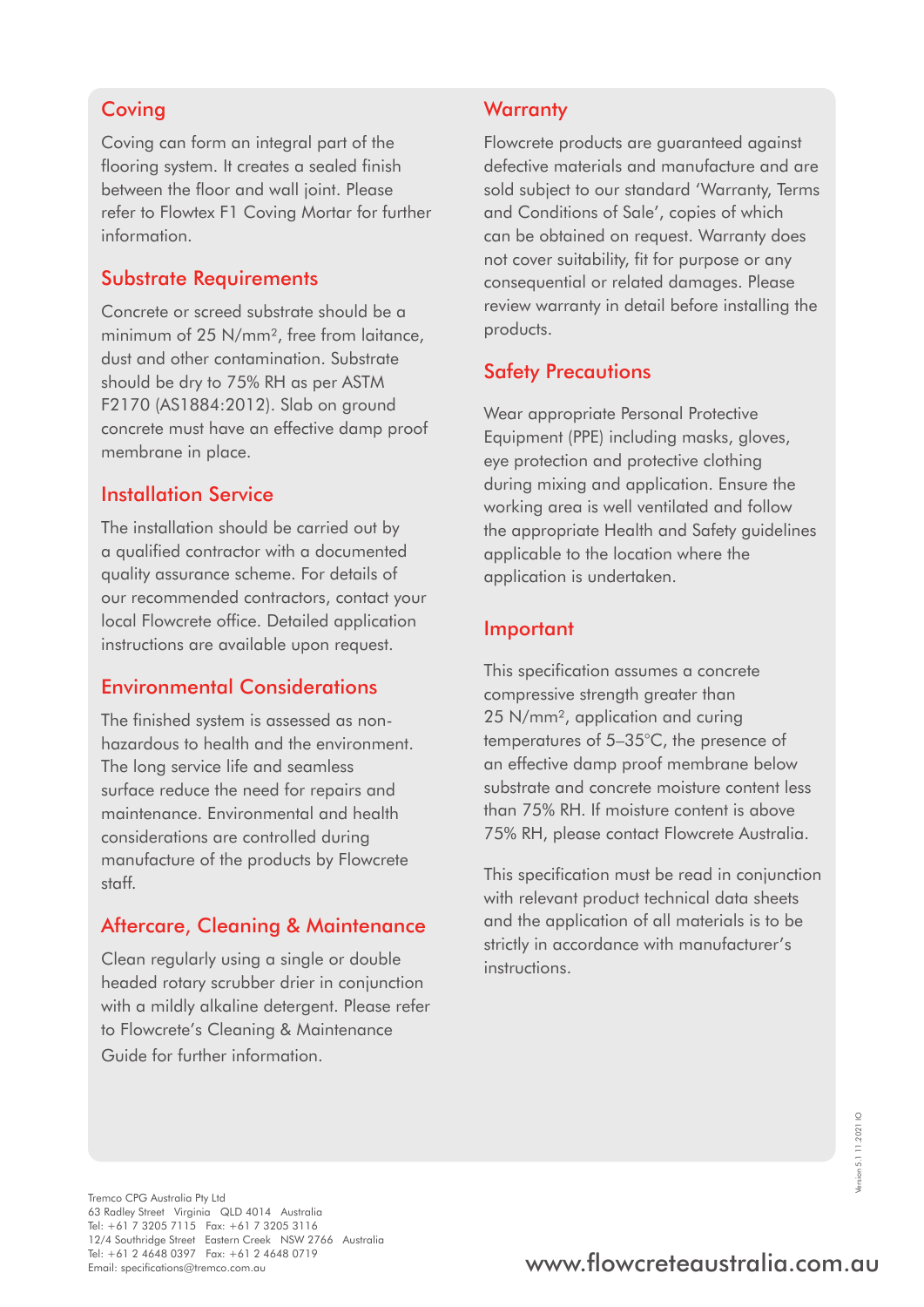## Coving

Coving can form an integral part of the flooring system. It creates a sealed finish between the floor and wall joint. Please refer to Flowtex F1 Coving Mortar for further information.

## Substrate Requirements

Concrete or screed substrate should be a minimum of 25 N/mm$^2$, free from laitance, dust and other contamination. Substrate should be dry to 75% RH as per ASTM F2170 (AS1884:2012). Slab on ground concrete must have an effective damp proof membrane in place.

## Installation Service

The installation should be carried out by a qualified contractor with a documented quality assurance scheme. For details of our recommended contractors, contact your local Flowcrete office. Detailed application instructions are available upon request.

## Environmental Considerations

The finished system is assessed as non-hazardous to health and the environment. The long service life and seamless surface reduce the need for repairs and maintenance. Environmental and health considerations are controlled during manufacture of the products by Flowcrete staff.

## Aftercare, Cleaning & Maintenance

Clean regularly using a single or double headed rotary scrubber drier in conjunction with a mildly alkaline detergent. Please refer to Flowcrete's Cleaning & Maintenance Guide for further information.

## Warranty

Flowcrete products are guaranteed against defective materials and manufacture and are sold subject to our standard 'Warranty, Terms and Conditions of Sale', copies of which can be obtained on request. Warranty does not cover suitability, fit for purpose or any consequential or related damages. Please review warranty in detail before installing the products.

## Safety Precautions

Wear appropriate Personal Protective Equipment (PPE) including masks, gloves, eye protection and protective clothing during mixing and application. Ensure the working area is well ventilated and follow the appropriate Health and Safety guidelines applicable to the location where the application is undertaken.

## Important

This specification assumes a concrete compressive strength greater than 25 N/mm$^2$, application and curing temperatures of 5–35°C, the presence of an effective damp proof membrane below substrate and concrete moisture content less than 75% RH. If moisture content is above 75% RH, please contact Flowcrete Australia.

This specification must be read in conjunction with relevant product technical data sheets and the application of all materials is to be strictly in accordance with manufacturer's instructions.

Version 5.1 11.2021 IO

Tremco CPG Australia Pty Ltd
63 Radley Street Virginia QLD 4014 Australia
Tel: +61 7 3205 7115 Fax: +61 7 3205 3116
12/4 Southridge Street Eastern Creek NSW 2766 Australia
Tel: +61 2 4648 0397 Fax: +61 2 4648 0719
Email: specifications@tremco.com.au

www.flowcreteaustralia.com.au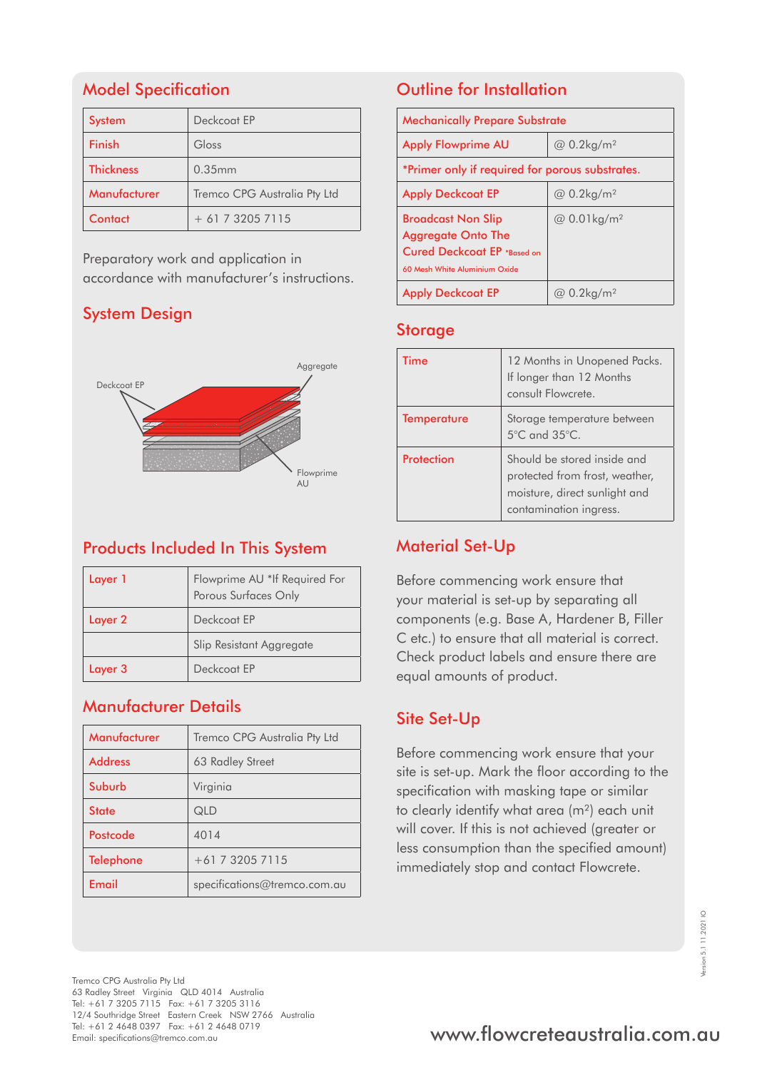## Model Specification

| System | Deckcoat EP |
|---|---|
| Finish | Gloss |
| Thickness | 0.35mm |
| Manufacturer | Tremco CPG Australia Pty Ltd |
| Contact | + 61 7 3205 7115 |

Preparatory work and application in accordance with manufacturer's instructions.

## System Design

Deckcoat EP

Aggregate

Flowprime AU

## Products Included In This System

| Layer 1 | Flowprime AU *If Required For Porous Surfaces Only |
|---|---|
| Layer 2 | Deckcoat EP |
| | Slip Resistant Aggregate |
| Layer 3 | Deckcoat EP |

## Manufacturer Details

| Manufacturer | Tremco CPG Australia Pty Ltd |
|---|---|
| Address | 63 Radley Street |
| Suburb | Virginia |
| State | QLD |
| Postcode | 4014 |
| Telephone | +61 7 3205 7115 |
| Email | specifications@tremco.com.au |

## Outline for Installation

| Mechanically Prepare Substrate | |
|---|---|
| Apply Flowprime AU | @ 0.2kg/m² |
| *Primer only if required for porous substrates. | |
| Apply Deckcoat EP | @ 0.2kg/m² |
| Broadcast Non Slip Aggregate Onto The Cured Deckcoat EP *Based on 60 Mesh White Aluminium Oxide | @ 0.01kg/m² |
| Apply Deckcoat EP | @ 0.2kg/m² |

## Storage

| Time | 12 Months in Unopened Packs. If longer than 12 Months consult Flowcrete. |
|---|---|
| Temperature | Storage temperature between 5°C and 35°C. |
| Protection | Should be stored inside and protected from frost, weather, moisture, direct sunlight and contamination ingress. |

## Material Set-Up

Before commencing work ensure that your material is set-up by separating all components (e.g. Base A, Hardener B, Filler C etc.) to ensure that all material is correct. Check product labels and ensure there are equal amounts of product.

## Site Set-Up

Before commencing work ensure that your site is set-up. Mark the floor according to the specification with masking tape or similar to clearly identify what area (m²) each unit will cover. If this is not achieved (greater or less consumption than the specified amount) immediately stop and contact Flowcrete.

Tremco CPG Australia Pty Ltd
63 Radley Street Virginia QLD 4014 Australia
Tel: +61 7 3205 7115 Fax: +61 7 3205 3116
12/4 Southridge Street Eastern Creek NSW 2766 Australia
Tel: +61 2 4648 0397 Fax: +61 2 4648 0719
Email: specifications@tremco.com.au

www.flowcreteaustralia.com.au

Version 5.1 11.2021 IO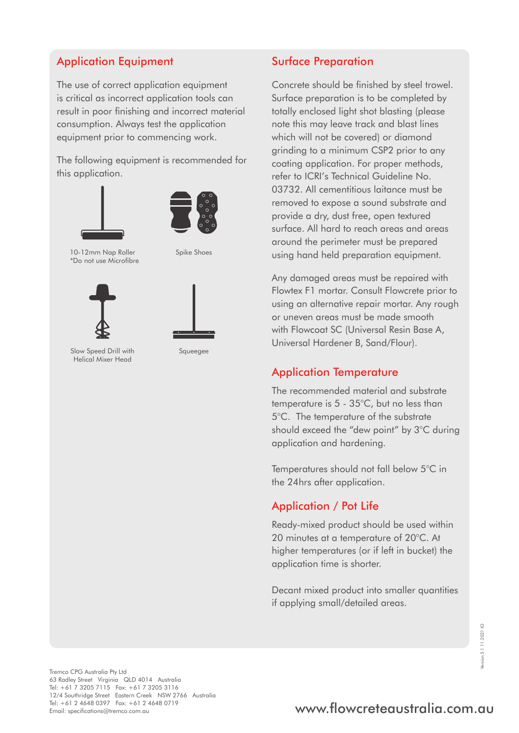## Application Equipment

The use of correct application equipment is critical as incorrect application tools can result in poor finishing and incorrect material consumption. Always test the application equipment prior to commencing work.

The following equipment is recommended for this application.

10-12mm Nap Roller
*Do not use Microfibre

Spike Shoes

Slow Speed Drill with Helical Mixer Head

Squeegee

## Surface Preparation

Concrete should be finished by steel trowel. Surface preparation is to be completed by totally enclosed light shot blasting (please note this may leave track and blast lines which will not be covered) or diamond grinding to a minimum CSP2 prior to any coating application. For proper methods, refer to ICRI's Technical Guideline No. 03732. All cementitious laitance must be removed to expose a sound substrate and provide a dry, dust free, open textured surface. All hard to reach areas and areas around the perimeter must be prepared using hand held preparation equipment.

Any damaged areas must be repaired with Flowtex F1 mortar. Consult Flowcrete prior to using an alternative repair mortar. Any rough or uneven areas must be made smooth with Flowcoat SC (Universal Resin Base A, Universal Hardener B, Sand/Flour).

## Application Temperature

The recommended material and substrate temperature is 5 - 35°C, but no less than 5°C. The temperature of the substrate should exceed the "dew point" by 3°C during application and hardening.

Temperatures should not fall below 5°C in the 24hrs after application.

## Application / Pot Life

Ready-mixed product should be used within 20 minutes at a temperature of 20°C. At higher temperatures (or if left in bucket) the application time is shorter.

Decant mixed product into smaller quantities if applying small/detailed areas.

Tremco CPG Australia Pty Ltd
63 Radley Street Virginia QLD 4014 Australia
Tel: +61 7 3205 7115 Fax: +61 7 3205 3116
12/4 Southridge Street Eastern Creek NSW 2766 Australia
Tel: +61 2 4648 0397 Fax: +61 2 4648 0719
Email: specifications@tremco.com.au

www.flowcreteaustralia.com.au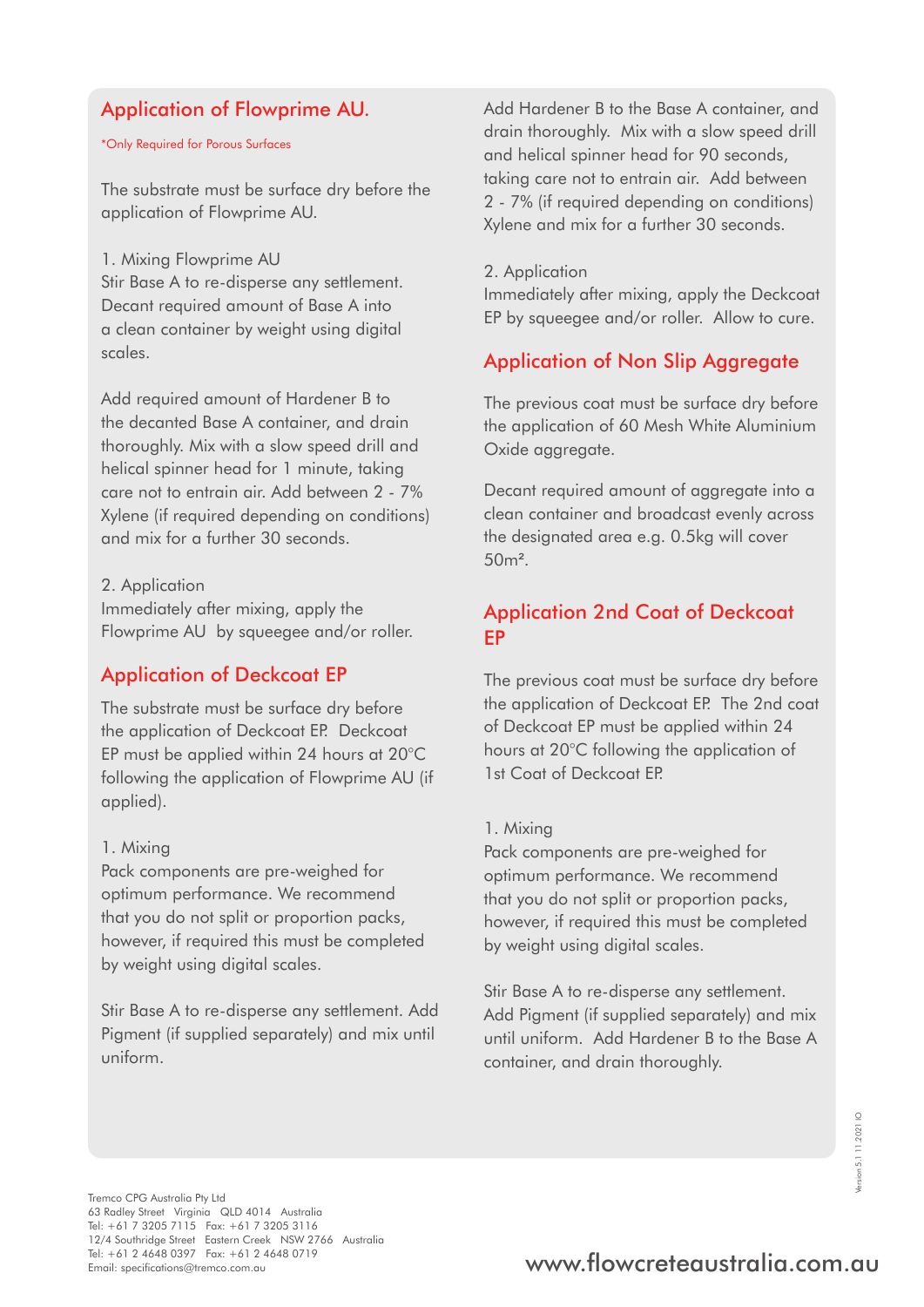## Application of Flowprime AU.

*Only Required for Porous Surfaces

The substrate must be surface dry before the application of Flowprime AU.

1. Mixing Flowprime AU
Stir Base A to re-disperse any settlement. Decant required amount of Base A into a clean container by weight using digital scales.

Add required amount of Hardener B to the decanted Base A container, and drain thoroughly. Mix with a slow speed drill and helical spinner head for 1 minute, taking care not to entrain air. Add between 2 - 7% Xylene (if required depending on conditions) and mix for a further 30 seconds.

2. Application
Immediately after mixing, apply the Flowprime AU by squeegee and/or roller.

## Application of Deckcoat EP

The substrate must be surface dry before the application of Deckcoat EP. Deckcoat EP must be applied within 24 hours at 20°C following the application of Flowprime AU (if applied).

1. Mixing
Pack components are pre-weighed for optimum performance. We recommend that you do not split or proportion packs, however, if required this must be completed by weight using digital scales.

Stir Base A to re-disperse any settlement. Add Pigment (if supplied separately) and mix until uniform.

Add Hardener B to the Base A container, and drain thoroughly. Mix with a slow speed drill and helical spinner head for 90 seconds, taking care not to entrain air. Add between 2 - 7% (if required depending on conditions) Xylene and mix for a further 30 seconds.

2. Application
Immediately after mixing, apply the Deckcoat EP by squeegee and/or roller. Allow to cure.

## Application of Non Slip Aggregate

The previous coat must be surface dry before the application of 60 Mesh White Aluminium Oxide aggregate.

Decant required amount of aggregate into a clean container and broadcast evenly across the designated area e.g. 0.5kg will cover 50m².

## Application 2nd Coat of Deckcoat EP

The previous coat must be surface dry before the application of Deckcoat EP. The 2nd coat of Deckcoat EP must be applied within 24 hours at 20°C following the application of 1st Coat of Deckcoat EP.

1. Mixing
Pack components are pre-weighed for optimum performance. We recommend that you do not split or proportion packs, however, if required this must be completed by weight using digital scales.

Stir Base A to re-disperse any settlement. Add Pigment (if supplied separately) and mix until uniform. Add Hardener B to the Base A container, and drain thoroughly.

Tremco CPG Australia Pty Ltd
63 Radley Street Virginia QLD 4014 Australia
Tel: +61 7 3205 7115 Fax: +61 7 3205 3116
12/4 Southridge Street Eastern Creek NSW 2766 Australia
Tel: +61 2 4648 0397 Fax: +61 2 4648 0719
Email: specifications@tremco.com.au

www.flowcreteaustralia.com.au

Version 5.1 11.2021 IO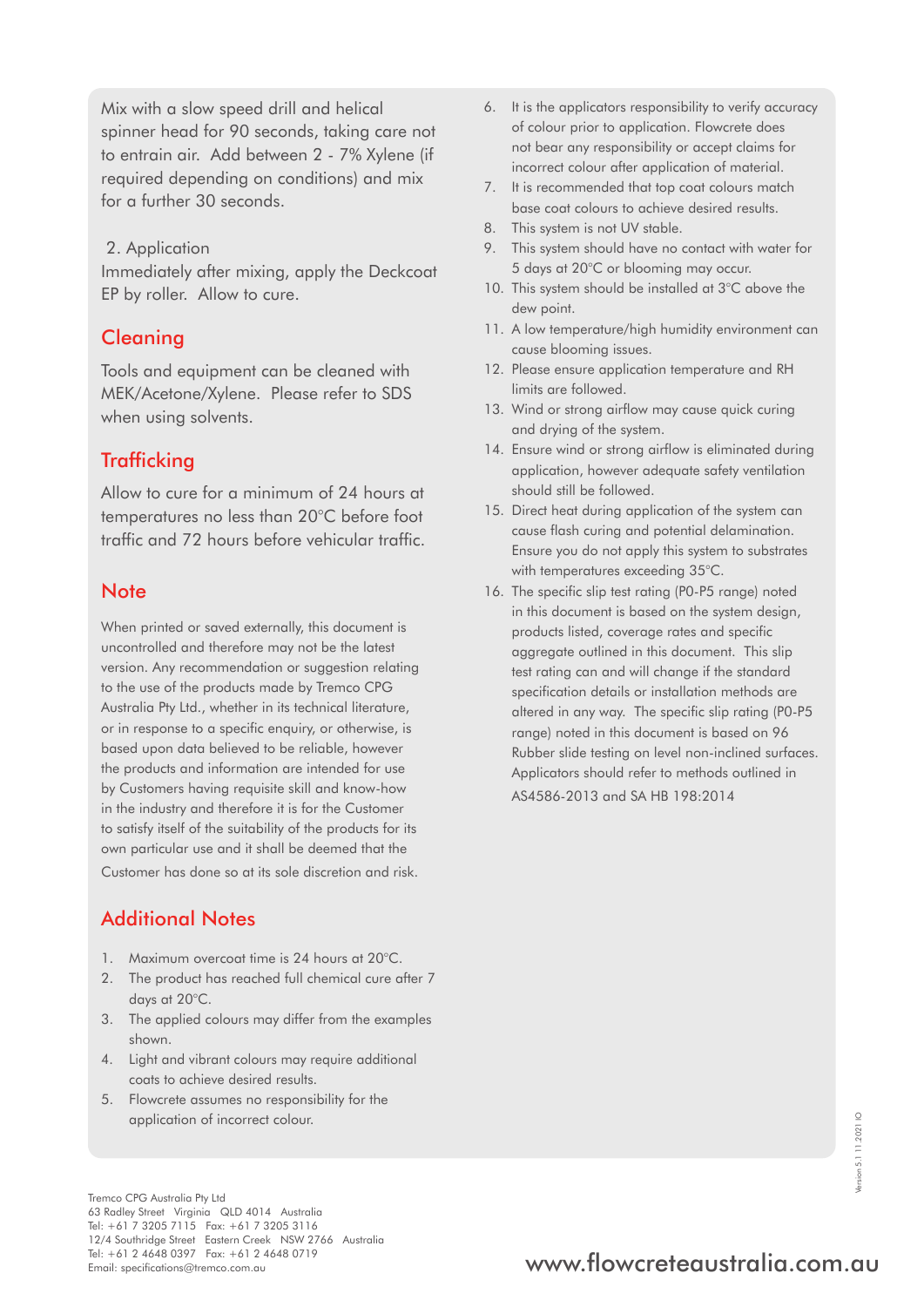Mix with a slow speed drill and helical spinner head for 90 seconds, taking care not to entrain air. Add between 2 - 7% Xylene (if required depending on conditions) and mix for a further 30 seconds.

2. Application

Immediately after mixing, apply the Deckcoat EP by roller. Allow to cure.

## Cleaning

Tools and equipment can be cleaned with MEK/Acetone/Xylene. Please refer to SDS when using solvents.

## Trafficking

Allow to cure for a minimum of 24 hours at temperatures no less than 20°C before foot traffic and 72 hours before vehicular traffic.

## Note

When printed or saved externally, this document is uncontrolled and therefore may not be the latest version. Any recommendation or suggestion relating to the use of the products made by Tremco CPG Australia Pty Ltd., whether in its technical literature, or in response to a specific enquiry, or otherwise, is based upon data believed to be reliable, however the products and information are intended for use by Customers having requisite skill and know-how in the industry and therefore it is for the Customer to satisfy itself of the suitability of the products for its own particular use and it shall be deemed that the Customer has done so at its sole discretion and risk.

## Additional Notes

1. Maximum overcoat time is 24 hours at 20°C.
2. The product has reached full chemical cure after 7 days at 20°C.
3. The applied colours may differ from the examples shown.
4. Light and vibrant colours may require additional coats to achieve desired results.
5. Flowcrete assumes no responsibility for the application of incorrect colour.
6. It is the applicators responsibility to verify accuracy of colour prior to application. Flowcrete does not bear any responsibility or accept claims for incorrect colour after application of material.
7. It is recommended that top coat colours match base coat colours to achieve desired results.
8. This system is not UV stable.
9. This system should have no contact with water for 5 days at 20°C or blooming may occur.
10. This system should be installed at 3°C above the dew point.
11. A low temperature/high humidity environment can cause blooming issues.
12. Please ensure application temperature and RH limits are followed.
13. Wind or strong airflow may cause quick curing and drying of the system.
14. Ensure wind or strong airflow is eliminated during application, however adequate safety ventilation should still be followed.
15. Direct heat during application of the system can cause flash curing and potential delamination. Ensure you do not apply this system to substrates with temperatures exceeding 35°C.
16. The specific slip test rating (P0-P5 range) noted in this document is based on the system design, products listed, coverage rates and specific aggregate outlined in this document. This slip test rating can and will change if the standard specification details or installation methods are altered in any way. The specific slip rating (P0-P5 range) noted in this document is based on 96 Rubber slide testing on level non-inclined surfaces. Applicators should refer to methods outlined in AS4586-2013 and SA HB 198:2014

Tremco CPG Australia Pty Ltd
63 Radley Street Virginia QLD 4014 Australia
Tel: +61 7 3205 7115 Fax: +61 7 3205 3116
12/4 Southridge Street Eastern Creek NSW 2766 Australia
Tel: +61 2 4648 0397 Fax: +61 2 4648 0719
Email: specifications@tremco.com.au

www.flowcreteaustralia.com.au

Version 5.1 11.2021 IO